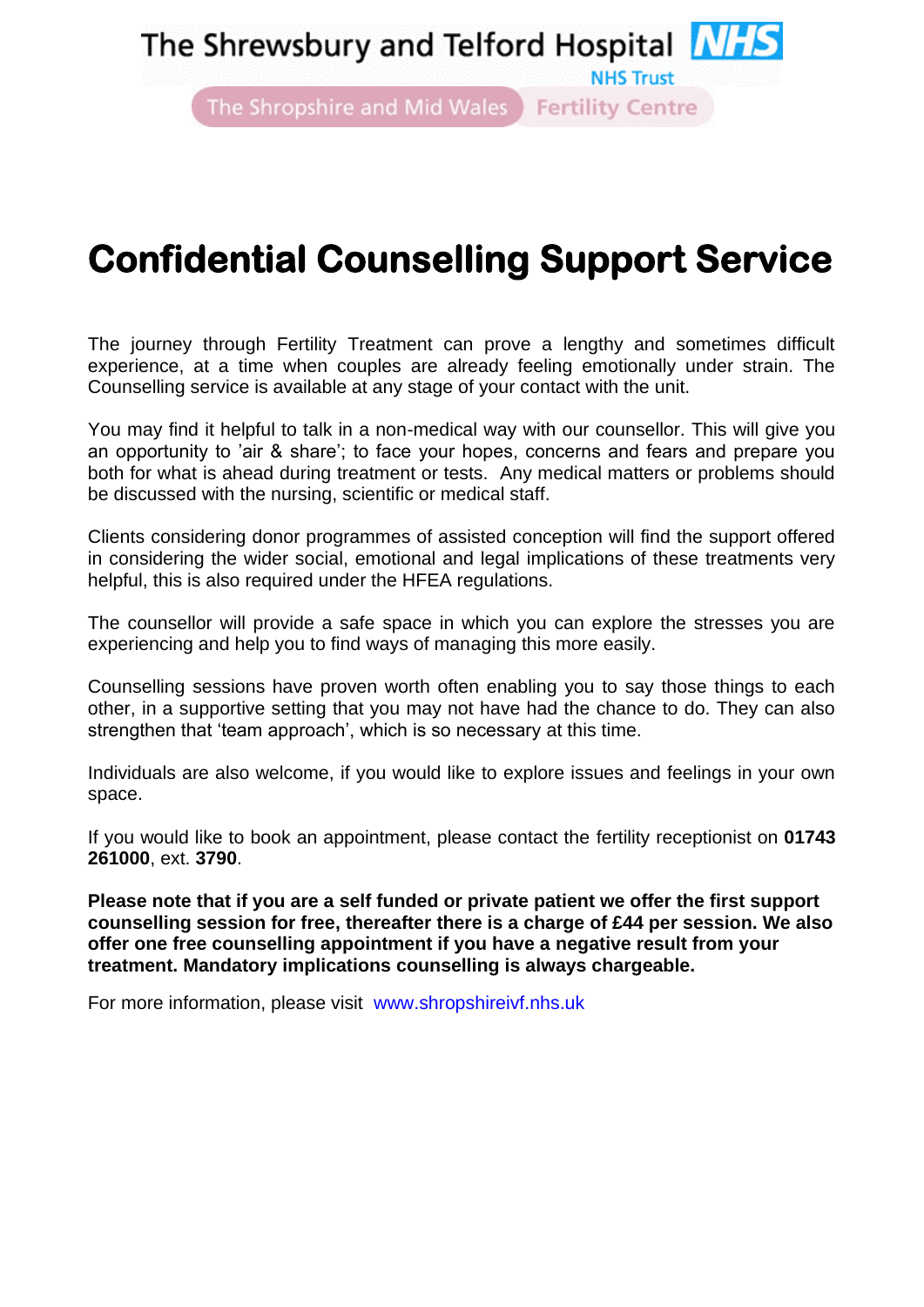The Shrewsbury and Telford Hospital NHS Trust

The Shropshire and Mid Wales Fertility Centre

# Confidential Counselling Support Service

The journey through Fertility Treatment can prove a lengthy and sometimes difficult experience, at a time when couples are already feeling emotionally under strain. The Counselling service is available at any stage of your contact with the unit.

You may find it helpful to talk in a non-medical way with our counsellor. This will give you an opportunity to 'air & share'; to face your hopes, concerns and fears and prepare you both for what is ahead during treatment or tests. Any medical matters or problems should be discussed with the nursing, scientific or medical staff.

Clients considering donor programmes of assisted conception will find the support offered in considering the wider social, emotional and legal implications of these treatments very helpful, this is also required under the HFEA regulations.

The counsellor will provide a safe space in which you can explore the stresses you are experiencing and help you to find ways of managing this more easily.

Counselling sessions have proven worth often enabling you to say those things to each other, in a supportive setting that you may not have had the chance to do. They can also strengthen that 'team approach', which is so necessary at this time.

Individuals are also welcome, if you would like to explore issues and feelings in your own space.

If you would like to book an appointment, please contact the fertility receptionist on **01743 261000**, ext. **3790**.

**Please note that if you are a self funded or private patient we offer the first support counselling session for free, thereafter there is a charge of £44 per session. We also offer one free counselling appointment if you have a negative result from your treatment. Mandatory implications counselling is always chargeable.**

For more information, please visit www.shropshireivf.nhs.uk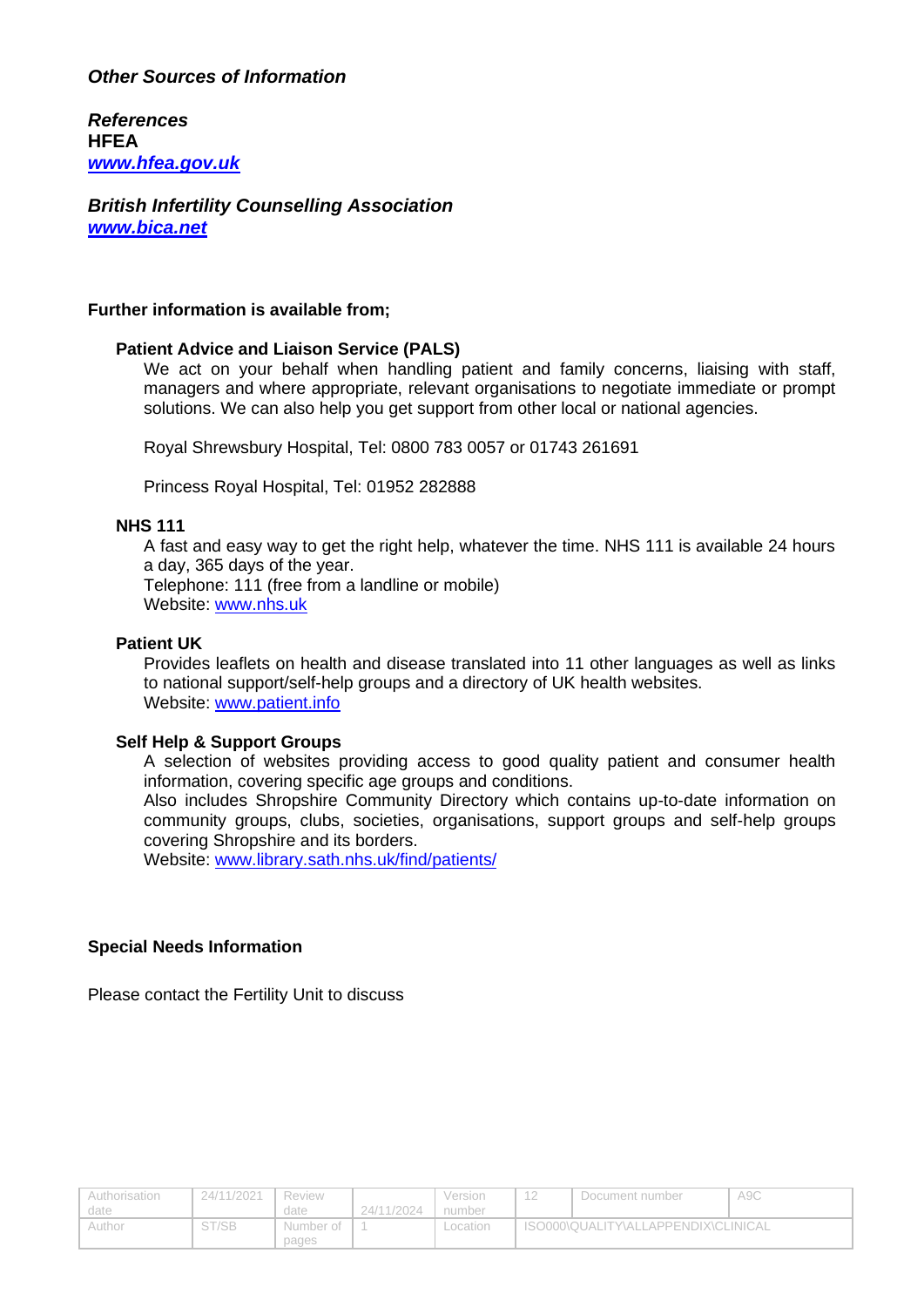### *Other Sources of Information*

***References***
**HFEA**
***www.hfea.gov.uk***

***British Infertility Counselling Association***
***www.bica.net***

**Further information is available from;**

**Patient Advice and Liaison Service (PALS)**
We act on your behalf when handling patient and family concerns, liaising with staff, managers and where appropriate, relevant organisations to negotiate immediate or prompt solutions. We can also help you get support from other local or national agencies.

Royal Shrewsbury Hospital, Tel: 0800 783 0057 or 01743 261691

Princess Royal Hospital, Tel: 01952 282888

**NHS 111**
A fast and easy way to get the right help, whatever the time. NHS 111 is available 24 hours a day, 365 days of the year.
Telephone: 111 (free from a landline or mobile)
Website: www.nhs.uk

**Patient UK**
Provides leaflets on health and disease translated into 11 other languages as well as links to national support/self-help groups and a directory of UK health websites.
Website: www.patient.info

**Self Help & Support Groups**
A selection of websites providing access to good quality patient and consumer health information, covering specific age groups and conditions.
Also includes Shropshire Community Directory which contains up-to-date information on community groups, clubs, societies, organisations, support groups and self-help groups covering Shropshire and its borders.
Website: www.library.sath.nhs.uk/find/patients/

**Special Needs Information**

Please contact the Fertility Unit to discuss